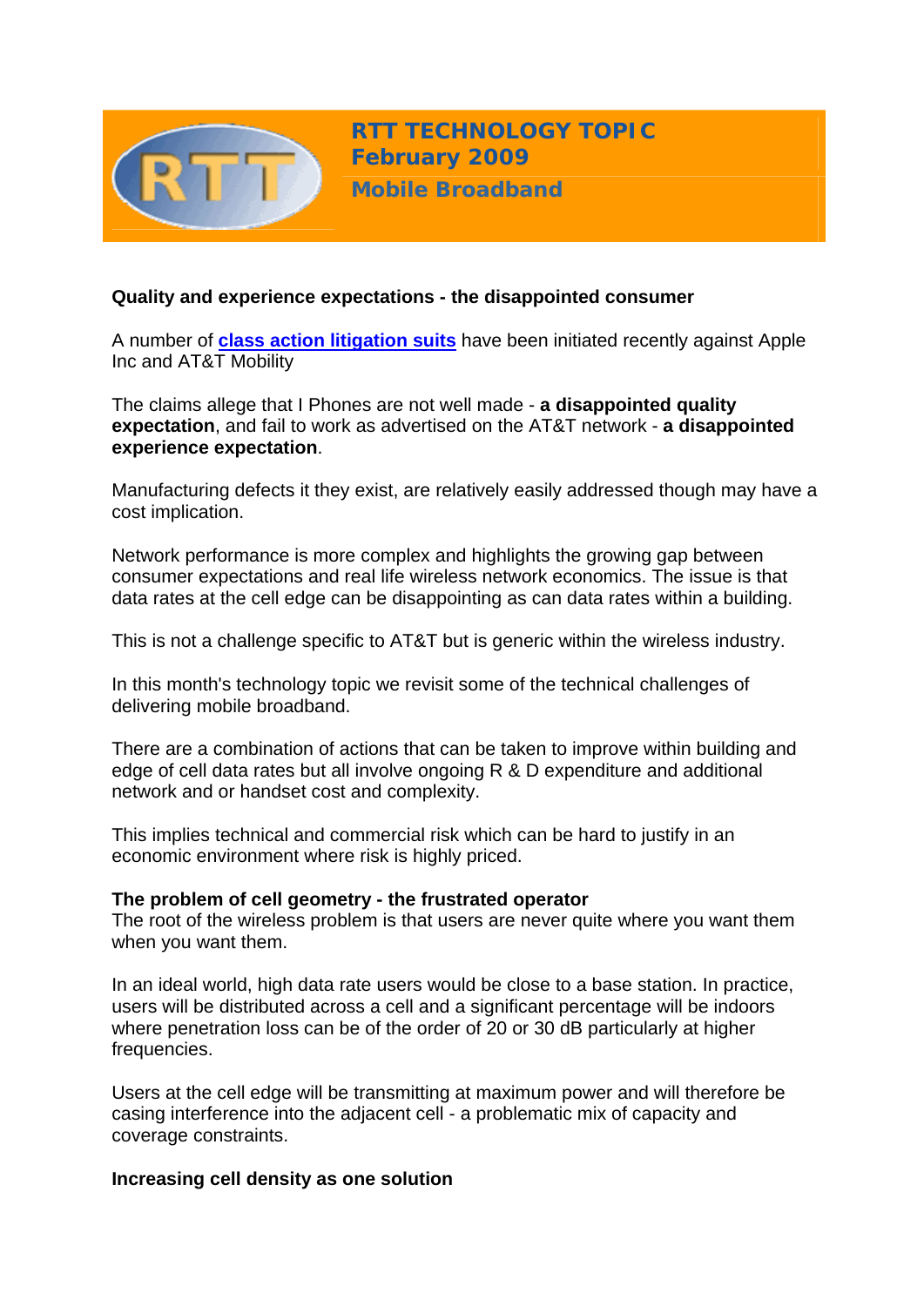# RTT TECHNOLOGY TOPIC
## February 2009
## Mobile Broadband

**Quality and experience expectations - the disappointed consumer**

A number of **class action litigation suits** have been initiated recently against Apple Inc and AT&T Mobility

The claims allege that I Phones are not well made - **a disappointed quality expectation**, and fail to work as advertised on the AT&T network - **a disappointed experience expectation**.

Manufacturing defects it they exist, are relatively easily addressed though may have a cost implication.

Network performance is more complex and highlights the growing gap between consumer expectations and real life wireless network economics. The issue is that data rates at the cell edge can be disappointing as can data rates within a building.

This is not a challenge specific to AT&T but is generic within the wireless industry.

In this month's technology topic we revisit some of the technical challenges of delivering mobile broadband.

There are a combination of actions that can be taken to improve within building and edge of cell data rates but all involve ongoing R & D expenditure and additional network and or handset cost and complexity.

This implies technical and commercial risk which can be hard to justify in an economic environment where risk is highly priced.

**The problem of cell geometry - the frustrated operator**

The root of the wireless problem is that users are never quite where you want them when you want them.

In an ideal world, high data rate users would be close to a base station. In practice, users will be distributed across a cell and a significant percentage will be indoors where penetration loss can be of the order of 20 or 30 dB particularly at higher frequencies.

Users at the cell edge will be transmitting at maximum power and will therefore be casing interference into the adjacent cell - a problematic mix of capacity and coverage constraints.

**Increasing cell density as one solution**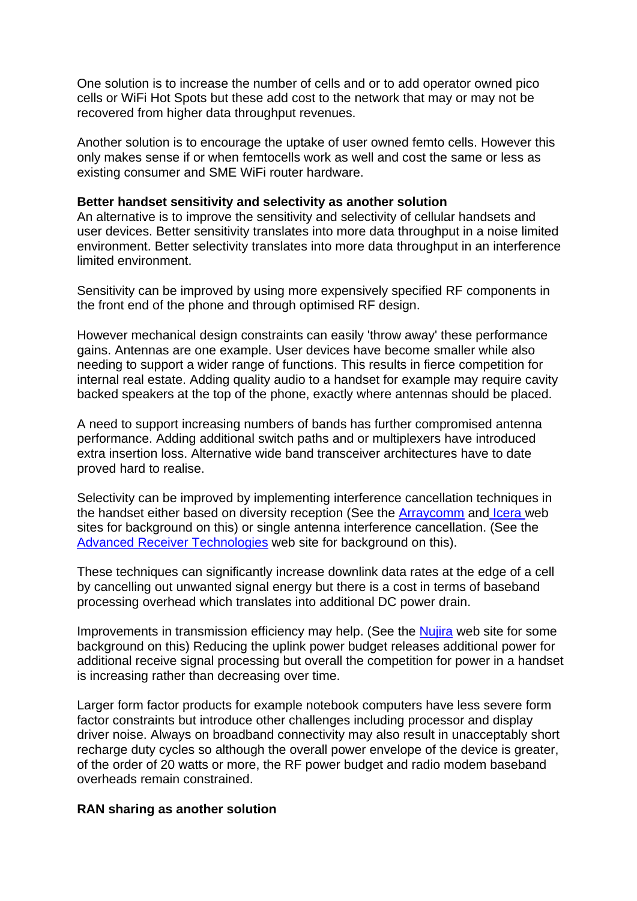One solution is to increase the number of cells and or to add operator owned pico cells or WiFi Hot Spots but these add cost to the network that may or may not be recovered from higher data throughput revenues.

Another solution is to encourage the uptake of user owned femto cells. However this only makes sense if or when femtocells work as well and cost the same or less as existing consumer and SME WiFi router hardware.

**Better handset sensitivity and selectivity as another solution**

An alternative is to improve the sensitivity and selectivity of cellular handsets and user devices. Better sensitivity translates into more data throughput in a noise limited environment. Better selectivity translates into more data throughput in an interference limited environment.

Sensitivity can be improved by using more expensively specified RF components in the front end of the phone and through optimised RF design.

However mechanical design constraints can easily 'throw away' these performance gains. Antennas are one example. User devices have become smaller while also needing to support a wider range of functions. This results in fierce competition for internal real estate. Adding quality audio to a handset for example may require cavity backed speakers at the top of the phone, exactly where antennas should be placed.

A need to support increasing numbers of bands has further compromised antenna performance. Adding additional switch paths and or multiplexers have introduced extra insertion loss. Alternative wide band transceiver architectures have to date proved hard to realise.

Selectivity can be improved by implementing interference cancellation techniques in the handset either based on diversity reception (See the Arraycomm and Icera web sites for background on this) or single antenna interference cancellation. (See the Advanced Receiver Technologies web site for background on this).

These techniques can significantly increase downlink data rates at the edge of a cell by cancelling out unwanted signal energy but there is a cost in terms of baseband processing overhead which translates into additional DC power drain.

Improvements in transmission efficiency may help. (See the Nujira web site for some background on this) Reducing the uplink power budget releases additional power for additional receive signal processing but overall the competition for power in a handset is increasing rather than decreasing over time.

Larger form factor products for example notebook computers have less severe form factor constraints but introduce other challenges including processor and display driver noise. Always on broadband connectivity may also result in unacceptably short recharge duty cycles so although the overall power envelope of the device is greater, of the order of 20 watts or more, the RF power budget and radio modem baseband overheads remain constrained.

**RAN sharing as another solution**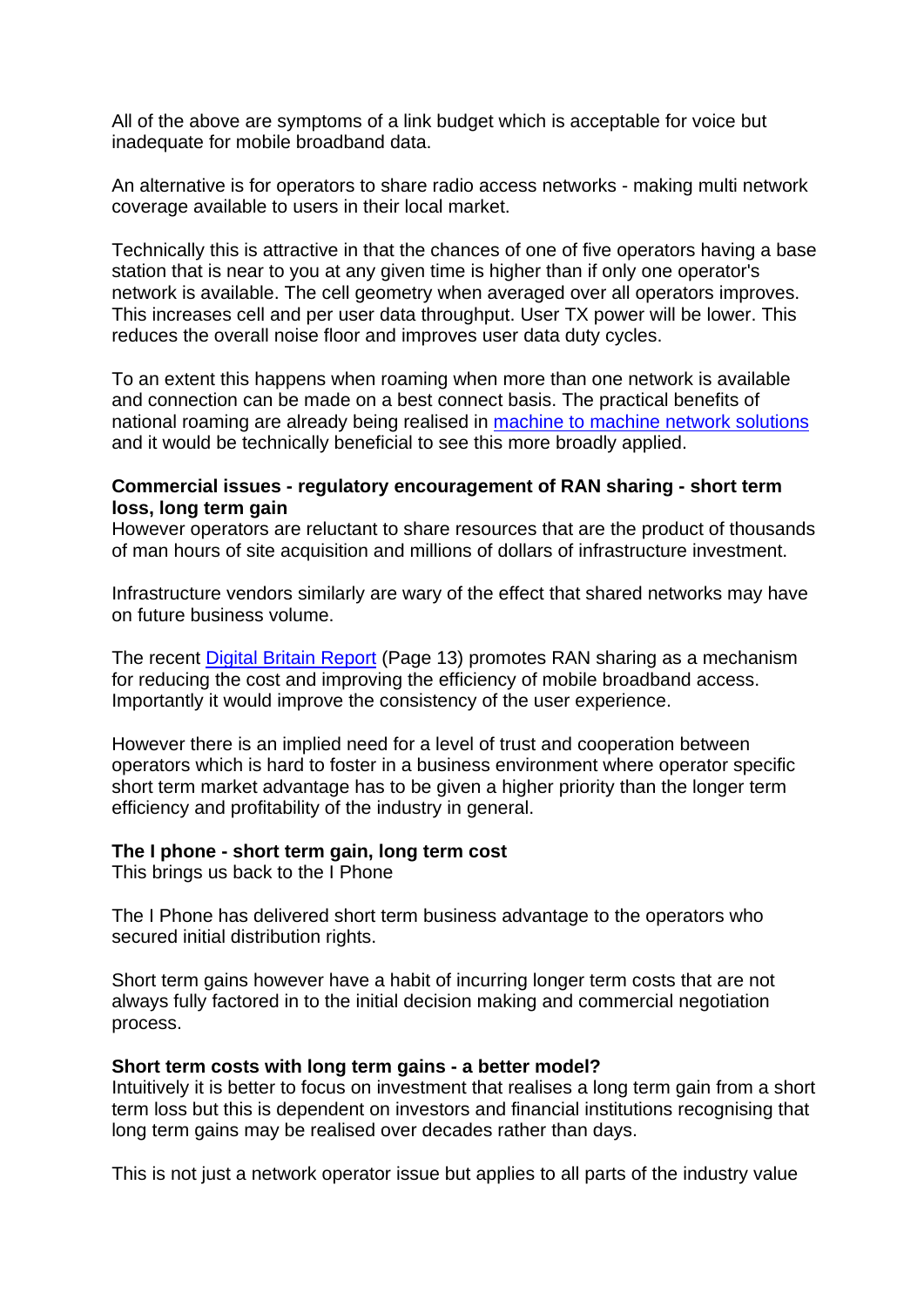All of the above are symptoms of a link budget which is acceptable for voice but inadequate for mobile broadband data.

An alternative is for operators to share radio access networks - making multi network coverage available to users in their local market.

Technically this is attractive in that the chances of one of five operators having a base station that is near to you at any given time is higher than if only one operator's network is available. The cell geometry when averaged over all operators improves. This increases cell and per user data throughput. User TX power will be lower. This reduces the overall noise floor and improves user data duty cycles.

To an extent this happens when roaming when more than one network is available and connection can be made on a best connect basis. The practical benefits of national roaming are already being realised in machine to machine network solutions and it would be technically beneficial to see this more broadly applied.

**Commercial issues - regulatory encouragement of RAN sharing - short term loss, long term gain**

However operators are reluctant to share resources that are the product of thousands of man hours of site acquisition and millions of dollars of infrastructure investment.

Infrastructure vendors similarly are wary of the effect that shared networks may have on future business volume.

The recent Digital Britain Report (Page 13) promotes RAN sharing as a mechanism for reducing the cost and improving the efficiency of mobile broadband access. Importantly it would improve the consistency of the user experience.

However there is an implied need for a level of trust and cooperation between operators which is hard to foster in a business environment where operator specific short term market advantage has to be given a higher priority than the longer term efficiency and profitability of the industry in general.

**The I phone - short term gain, long term cost**

This brings us back to the I Phone

The I Phone has delivered short term business advantage to the operators who secured initial distribution rights.

Short term gains however have a habit of incurring longer term costs that are not always fully factored in to the initial decision making and commercial negotiation process.

**Short term costs with long term gains - a better model?**

Intuitively it is better to focus on investment that realises a long term gain from a short term loss but this is dependent on investors and financial institutions recognising that long term gains may be realised over decades rather than days.

This is not just a network operator issue but applies to all parts of the industry value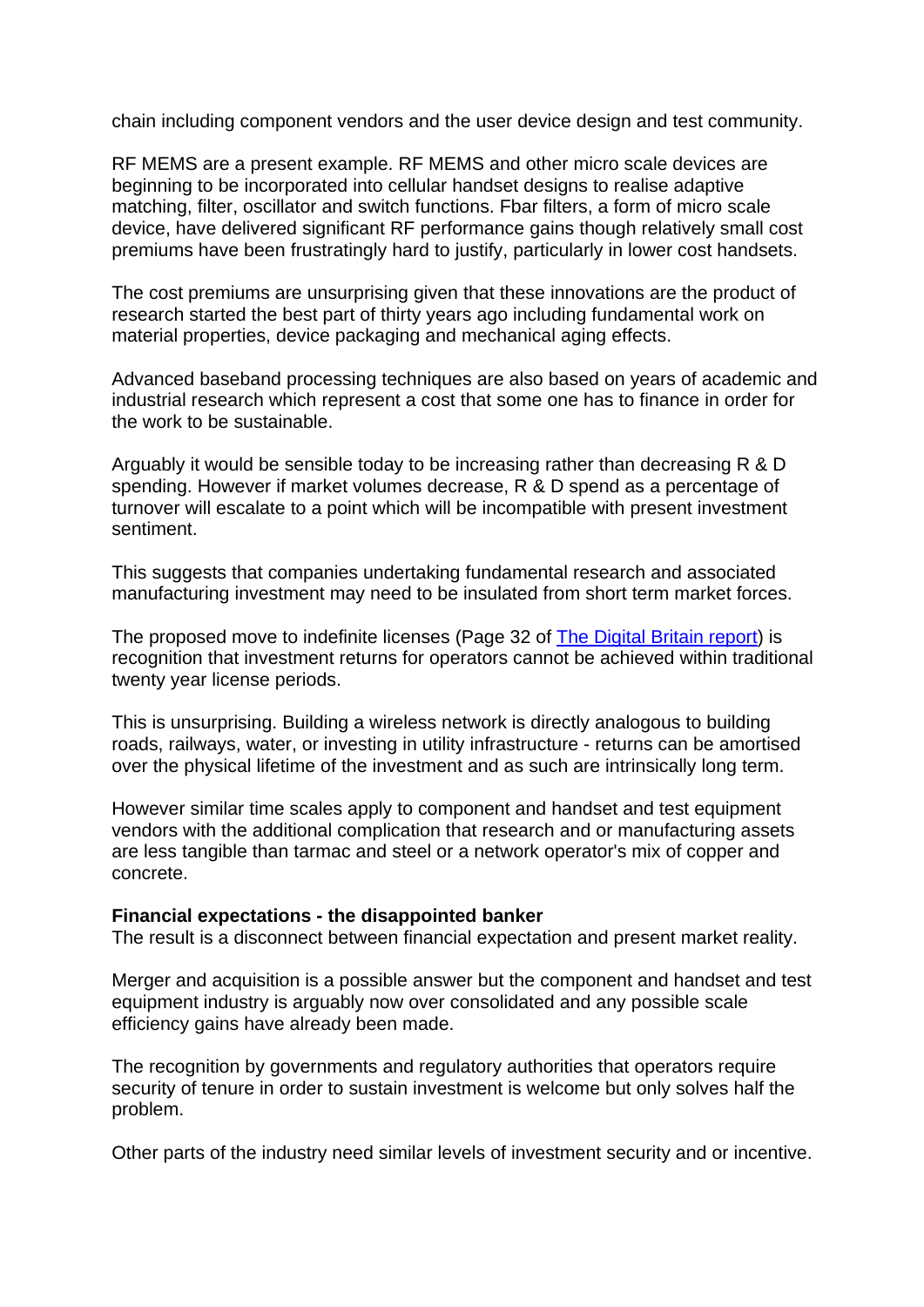chain including component vendors and the user device design and test community.

RF MEMS are a present example. RF MEMS and other micro scale devices are beginning to be incorporated into cellular handset designs to realise adaptive matching, filter, oscillator and switch functions. Fbar filters, a form of micro scale device, have delivered significant RF performance gains though relatively small cost premiums have been frustratingly hard to justify, particularly in lower cost handsets.

The cost premiums are unsurprising given that these innovations are the product of research started the best part of thirty years ago including fundamental work on material properties, device packaging and mechanical aging effects.

Advanced baseband processing techniques are also based on years of academic and industrial research which represent a cost that some one has to finance in order for the work to be sustainable.

Arguably it would be sensible today to be increasing rather than decreasing R & D spending. However if market volumes decrease, R & D spend as a percentage of turnover will escalate to a point which will be incompatible with present investment sentiment.

This suggests that companies undertaking fundamental research and associated manufacturing investment may need to be insulated from short term market forces.

The proposed move to indefinite licenses (Page 32 of [The Digital Britain report]) is recognition that investment returns for operators cannot be achieved within traditional twenty year license periods.

This is unsurprising. Building a wireless network is directly analogous to building roads, railways, water, or investing in utility infrastructure - returns can be amortised over the physical lifetime of the investment and as such are intrinsically long term.

However similar time scales apply to component and handset and test equipment vendors with the additional complication that research and or manufacturing assets are less tangible than tarmac and steel or a network operator's mix of copper and concrete.

**Financial expectations - the disappointed banker**

The result is a disconnect between financial expectation and present market reality.

Merger and acquisition is a possible answer but the component and handset and test equipment industry is arguably now over consolidated and any possible scale efficiency gains have already been made.

The recognition by governments and regulatory authorities that operators require security of tenure in order to sustain investment is welcome but only solves half the problem.

Other parts of the industry need similar levels of investment security and or incentive.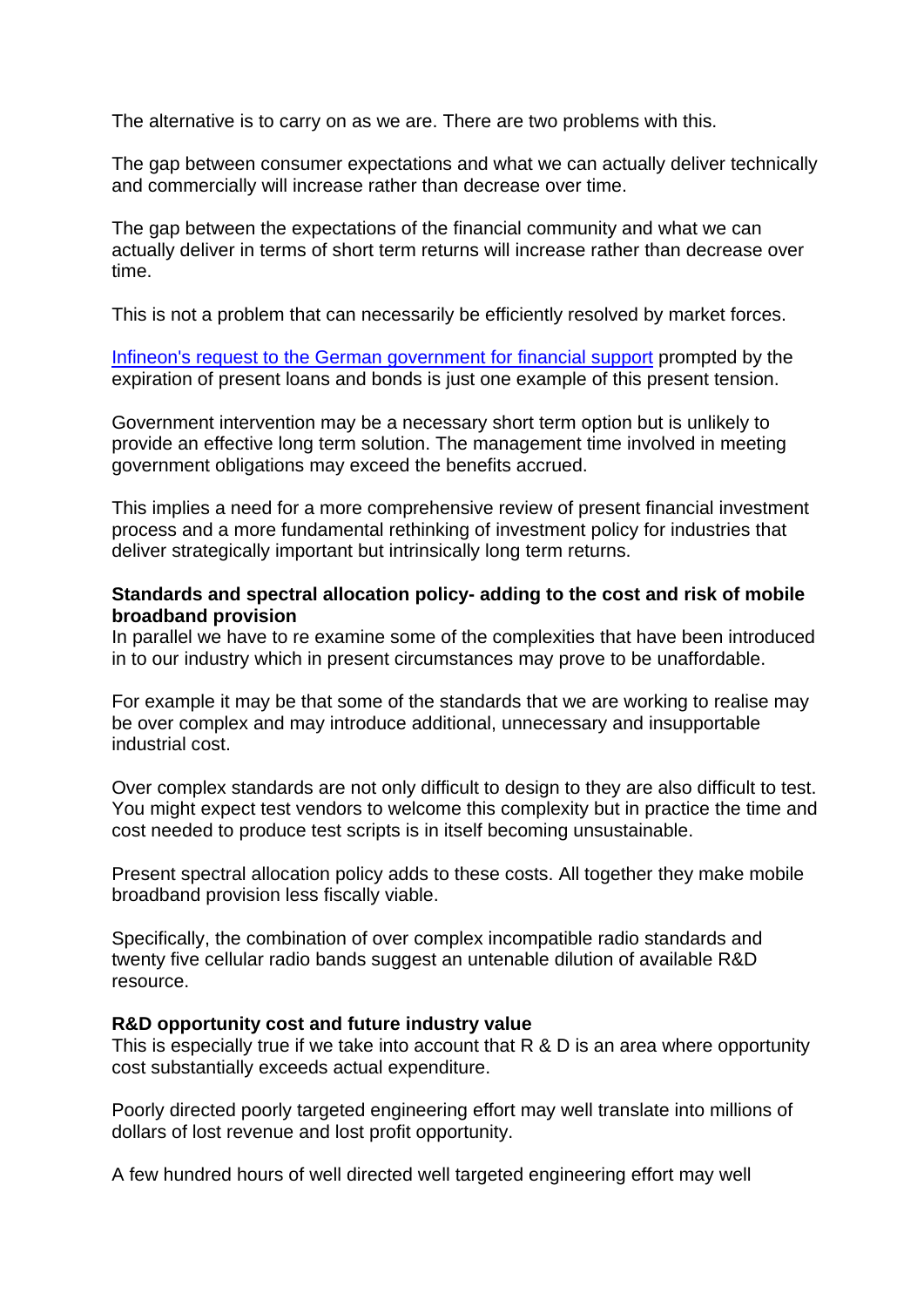The alternative is to carry on as we are. There are two problems with this.

The gap between consumer expectations and what we can actually deliver technically and commercially will increase rather than decrease over time.

The gap between the expectations of the financial community and what we can actually deliver in terms of short term returns will increase rather than decrease over time.

This is not a problem that can necessarily be efficiently resolved by market forces.

Infineon's request to the German government for financial support prompted by the expiration of present loans and bonds is just one example of this present tension.

Government intervention may be a necessary short term option but is unlikely to provide an effective long term solution. The management time involved in meeting government obligations may exceed the benefits accrued.

This implies a need for a more comprehensive review of present financial investment process and a more fundamental rethinking of investment policy for industries that deliver strategically important but intrinsically long term returns.

**Standards and spectral allocation policy- adding to the cost and risk of mobile broadband provision**

In parallel we have to re examine some of the complexities that have been introduced in to our industry which in present circumstances may prove to be unaffordable.

For example it may be that some of the standards that we are working to realise may be over complex and may introduce additional, unnecessary and insupportable industrial cost.

Over complex standards are not only difficult to design to they are also difficult to test. You might expect test vendors to welcome this complexity but in practice the time and cost needed to produce test scripts is in itself becoming unsustainable.

Present spectral allocation policy adds to these costs. All together they make mobile broadband provision less fiscally viable.

Specifically, the combination of over complex incompatible radio standards and twenty five cellular radio bands suggest an untenable dilution of available R&D resource.

**R&D opportunity cost and future industry value**

This is especially true if we take into account that R & D is an area where opportunity cost substantially exceeds actual expenditure.

Poorly directed poorly targeted engineering effort may well translate into millions of dollars of lost revenue and lost profit opportunity.

A few hundred hours of well directed well targeted engineering effort may well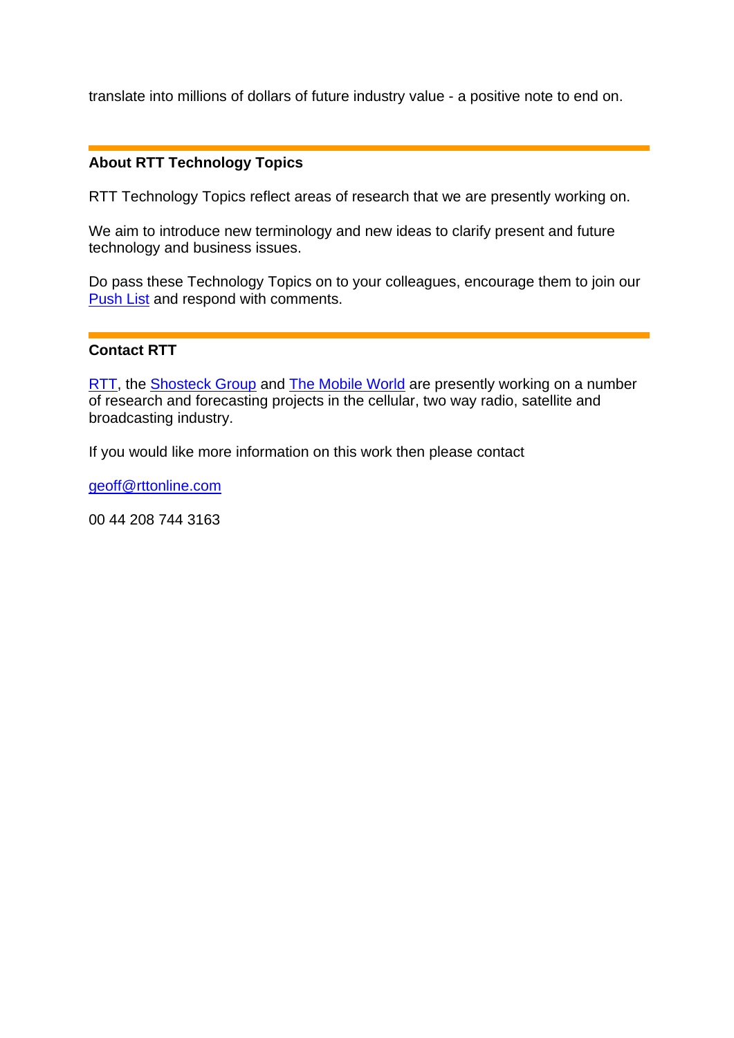translate into millions of dollars of future industry value - a positive note to end on.

---

**About RTT Technology Topics**

RTT Technology Topics reflect areas of research that we are presently working on.

We aim to introduce new terminology and new ideas to clarify present and future technology and business issues.

Do pass these Technology Topics on to your colleagues, encourage them to join our Push List and respond with comments.

---

**Contact RTT**

RTT, the Shosteck Group and The Mobile World are presently working on a number of research and forecasting projects in the cellular, two way radio, satellite and broadcasting industry.

If you would like more information on this work then please contact

geoff@rttonline.com

00 44 208 744 3163